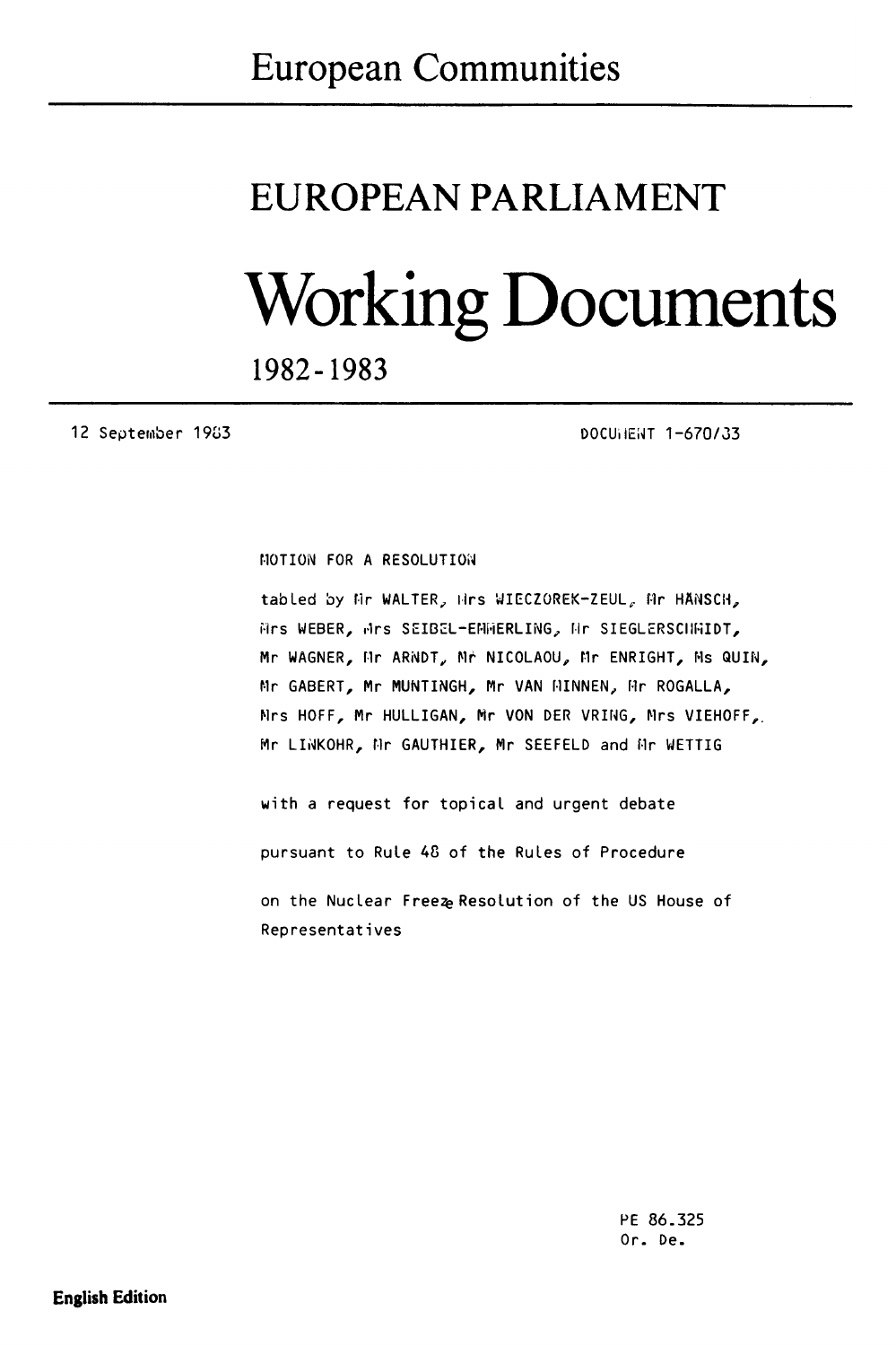# European Communities

# EUROPEAN PARLIAMENT

# Working Documents

## 1982-1983

12 September 1983

DOCUMENT 1-670/83

MOTION FOR A RESOLUTION

tabled by Mr WALTER, Mrs WIECZOREK-ZEUL, Mr HÄNSCH, Mrs WEBER, Mrs SEIBEL-EMMERLING, Mr SIEGLERSCHMIDT, Mr WAGNER, Mr ARNDT, Mr NICOLAOU, Mr ENRIGHT, Ms QUIN, Mr GABERT, Mr MUNTINGH, Mr VAN MINNEN, Mr ROGALLA, Mrs HOFF, Mr HULLIGAN, Mr VON DER VRING, Mrs VIEHOFF, Mr LINKOHR, Mr GAUTHIER, Mr SEEFELD and Mr WETTIG

with a request for topical and urgent debate

pursuant to Rule 48 of the Rules of Procedure

on the Nuclear Freeze Resolution of the US House of Representatives

PE 86.325
Or. De.

English Edition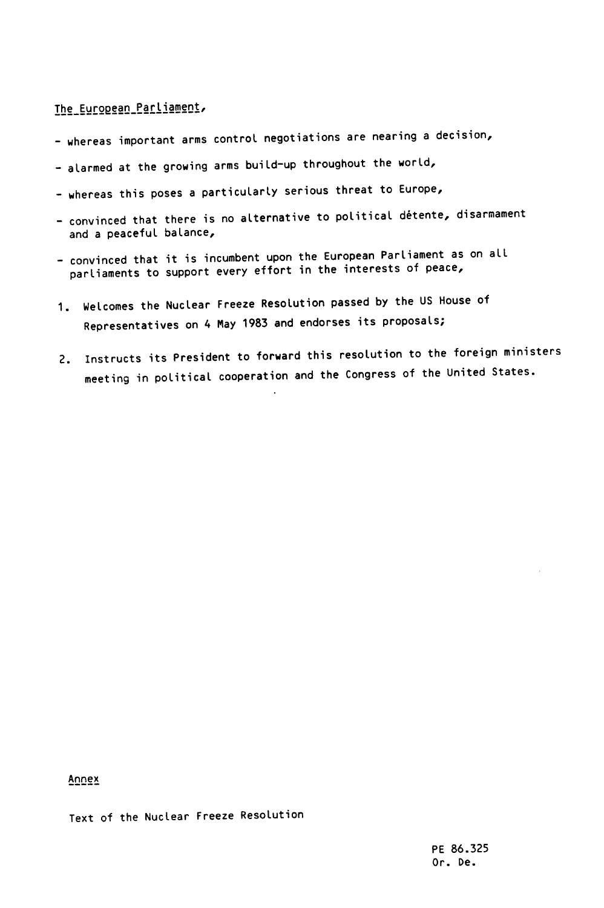The European Parliament,

- whereas important arms control negotiations are nearing a decision,
- alarmed at the growing arms build-up throughout the world,
- whereas this poses a particularly serious threat to Europe,
- convinced that there is no alternative to political détente, disarmament and a peaceful balance,
- convinced that it is incumbent upon the European Parliament as on all parliaments to support every effort in the interests of peace,

1. Welcomes the Nuclear Freeze Resolution passed by the US House of Representatives on 4 May 1983 and endorses its proposals;

2. Instructs its President to forward this resolution to the foreign ministers meeting in political cooperation and the Congress of the United States.

Annex

Text of the Nuclear Freeze Resolution

PE 86.325
Or. De.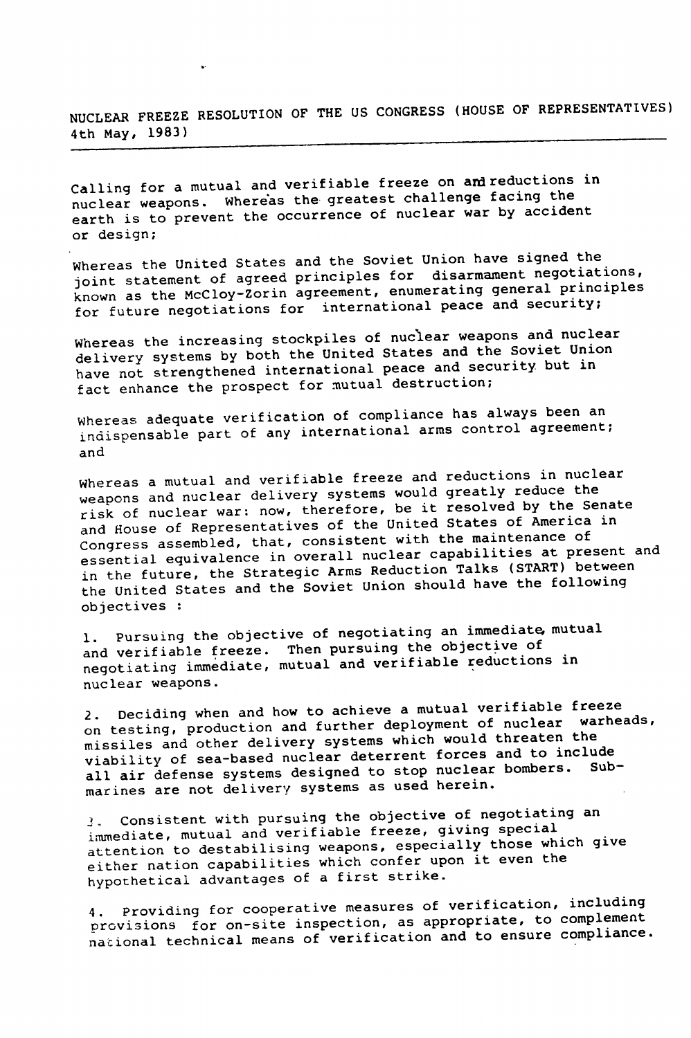# NUCLEAR FREEZE RESOLUTION OF THE US CONGRESS (HOUSE OF REPRESENTATIVES) 4th May, 1983)

Calling for a mutual and verifiable freeze on and reductions in nuclear weapons. Whereas the greatest challenge facing the earth is to prevent the occurrence of nuclear war by accident or design;

Whereas the United States and the Soviet Union have signed the joint statement of agreed principles for disarmament negotiations, known as the McCloy-Zorin agreement, enumerating general principles for future negotiations for international peace and security;

Whereas the increasing stockpiles of nuclear weapons and nuclear delivery systems by both the United States and the Soviet Union have not strengthened international peace and security but in fact enhance the prospect for mutual destruction;

Whereas adequate verification of compliance has always been an indispensable part of any international arms control agreement; and

Whereas a mutual and verifiable freeze and reductions in nuclear weapons and nuclear delivery systems would greatly reduce the risk of nuclear war: now, therefore, be it resolved by the Senate and House of Representatives of the United States of America in Congress assembled, that, consistent with the maintenance of essential equivalence in overall nuclear capabilities at present and in the future, the Strategic Arms Reduction Talks (START) between the United States and the Soviet Union should have the following objectives :

1. Pursuing the objective of negotiating an immediate, mutual and verifiable freeze. Then pursuing the objective of negotiating immediate, mutual and verifiable reductions in nuclear weapons.

2. Deciding when and how to achieve a mutual verifiable freeze on testing, production and further deployment of nuclear warheads, missiles and other delivery systems which would threaten the viability of sea-based nuclear deterrent forces and to include all air defense systems designed to stop nuclear bombers. Submarines are not delivery systems as used herein.

3. Consistent with pursuing the objective of negotiating an immediate, mutual and verifiable freeze, giving special attention to destabilising weapons, especially those which give either nation capabilities which confer upon it even the hypothetical advantages of a first strike.

4. Providing for cooperative measures of verification, including provisions for on-site inspection, as appropriate, to complement national technical means of verification and to ensure compliance.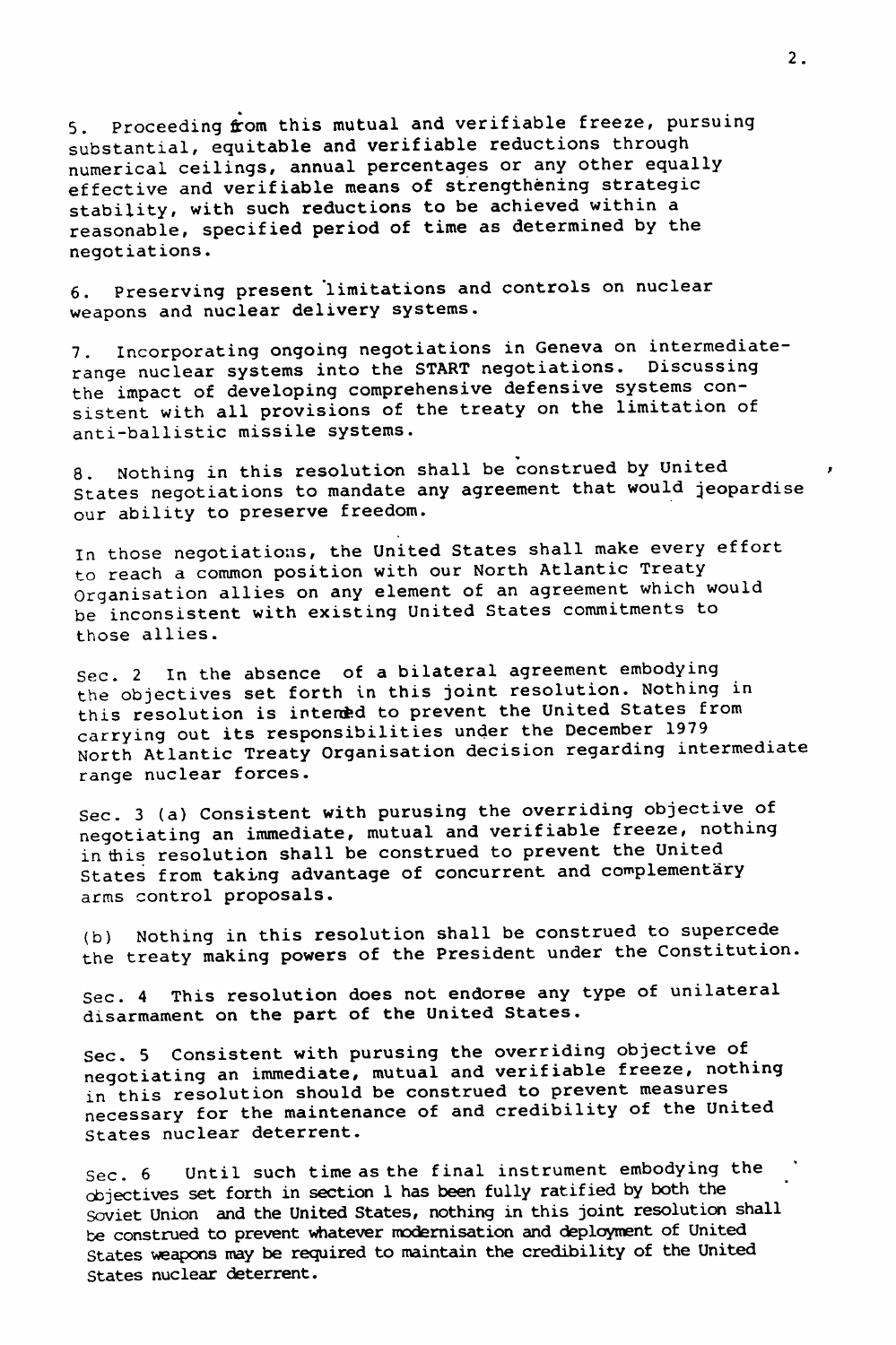5. Proceeding from this mutual and verifiable freeze, pursuing substantial, equitable and verifiable reductions through numerical ceilings, annual percentages or any other equally effective and verifiable means of strengthening strategic stability, with such reductions to be achieved within a reasonable, specified period of time as determined by the negotiations.

6. Preserving present limitations and controls on nuclear weapons and nuclear delivery systems.

7. Incorporating ongoing negotiations in Geneva on intermediate-range nuclear systems into the START negotiations. Discussing the impact of developing comprehensive defensive systems consistent with all provisions of the treaty on the limitation of anti-ballistic missile systems.

8. Nothing in this resolution shall be construed by United States negotiations to mandate any agreement that would jeopardise our ability to preserve freedom.

In those negotiations, the United States shall make every effort to reach a common position with our North Atlantic Treaty Organisation allies on any element of an agreement which would be inconsistent with existing United States commitments to those allies.

Sec. 2 In the absence of a bilateral agreement embodying the objectives set forth in this joint resolution. Nothing in this resolution is intended to prevent the United States from carrying out its responsibilities under the December 1979 North Atlantic Treaty Organisation decision regarding intermediate range nuclear forces.

Sec. 3 (a) Consistent with purusing the overriding objective of negotiating an immediate, mutual and verifiable freeze, nothing in this resolution shall be construed to prevent the United States from taking advantage of concurrent and complementary arms control proposals.

(b) Nothing in this resolution shall be construed to supercede the treaty making powers of the President under the Constitution.

Sec. 4 This resolution does not endorse any type of unilateral disarmament on the part of the United States.

Sec. 5 Consistent with purusing the overriding objective of negotiating an immediate, mutual and verifiable freeze, nothing in this resolution should be construed to prevent measures necessary for the maintenance of and credibility of the United States nuclear deterrent.

Sec. 6 Until such time as the final instrument embodying the objectives set forth in section 1 has been fully ratified by both the Soviet Union and the United States, nothing in this joint resolution shall be construed to prevent whatever modernisation and deployment of United States weapons may be required to maintain the credibility of the United States nuclear deterrent.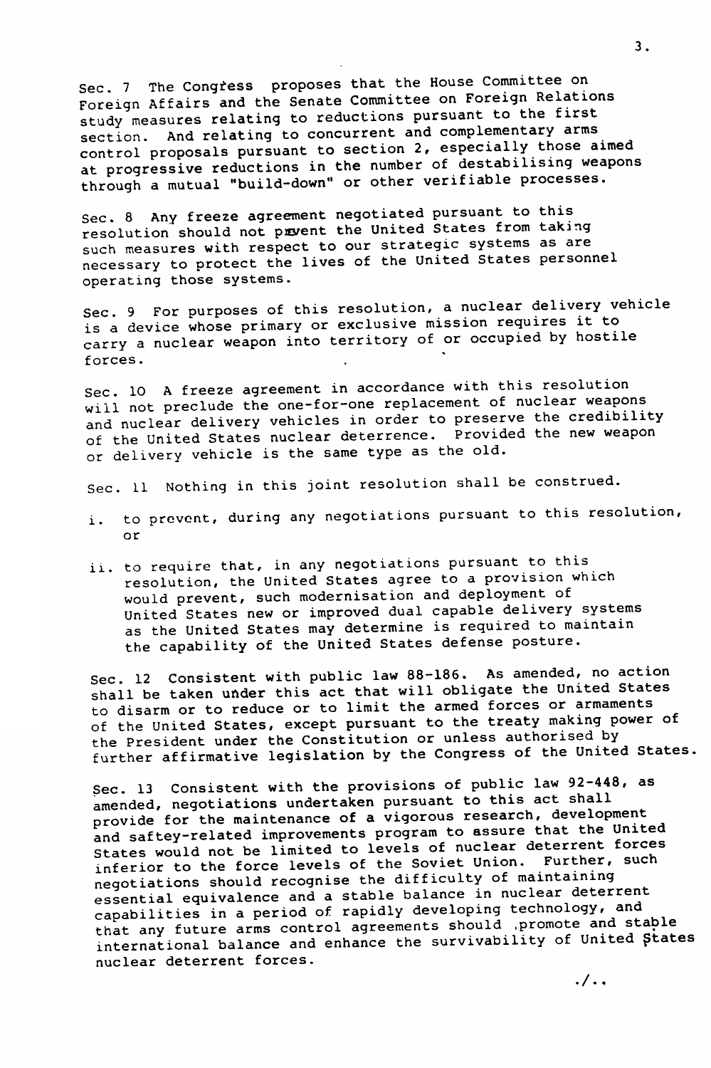Sec. 7 The Congress proposes that the House Committee on Foreign Affairs and the Senate Committee on Foreign Relations study measures relating to reductions pursuant to the first section. And relating to concurrent and complementary arms control proposals pursuant to section 2, especially those aimed at progressive reductions in the number of destabilising weapons through a mutual "build-down" or other verifiable processes.

Sec. 8 Any freeze agreement negotiated pursuant to this resolution should not prevent the United States from taking such measures with respect to our strategic systems as are necessary to protect the lives of the United States personnel operating those systems.

Sec. 9 For purposes of this resolution, a nuclear delivery vehicle is a device whose primary or exclusive mission requires it to carry a nuclear weapon into territory of or occupied by hostile forces.

Sec. 10 A freeze agreement in accordance with this resolution will not preclude the one-for-one replacement of nuclear weapons and nuclear delivery vehicles in order to preserve the credibility of the United States nuclear deterrence. Provided the new weapon or delivery vehicle is the same type as the old.

Sec. 11 Nothing in this joint resolution shall be construed.

i. to prevent, during any negotiations pursuant to this resolution, or

ii. to require that, in any negotiations pursuant to this resolution, the United States agree to a provision which would prevent, such modernisation and deployment of United States new or improved dual capable delivery systems as the United States may determine is required to maintain the capability of the United States defense posture.

Sec. 12 Consistent with public law 88-186. As amended, no action shall be taken under this act that will obligate the United States to disarm or to reduce or to limit the armed forces or armaments of the United States, except pursuant to the treaty making power of the President under the Constitution or unless authorised by further affirmative legislation by the Congress of the United States.

Sec. 13 Consistent with the provisions of public law 92-448, as amended, negotiations undertaken pursuant to this act shall provide for the maintenance of a vigorous research, development and saftey-related improvements program to assure that the United States would not be limited to levels of nuclear deterrent forces inferior to the force levels of the Soviet Union. Further, such negotiations should recognise the difficulty of maintaining essential equivalence and a stable balance in nuclear deterrent capabilities in a period of rapidly developing technology, and that any future arms control agreements should promote and stable international balance and enhance the survivability of United States nuclear deterrent forces.

./..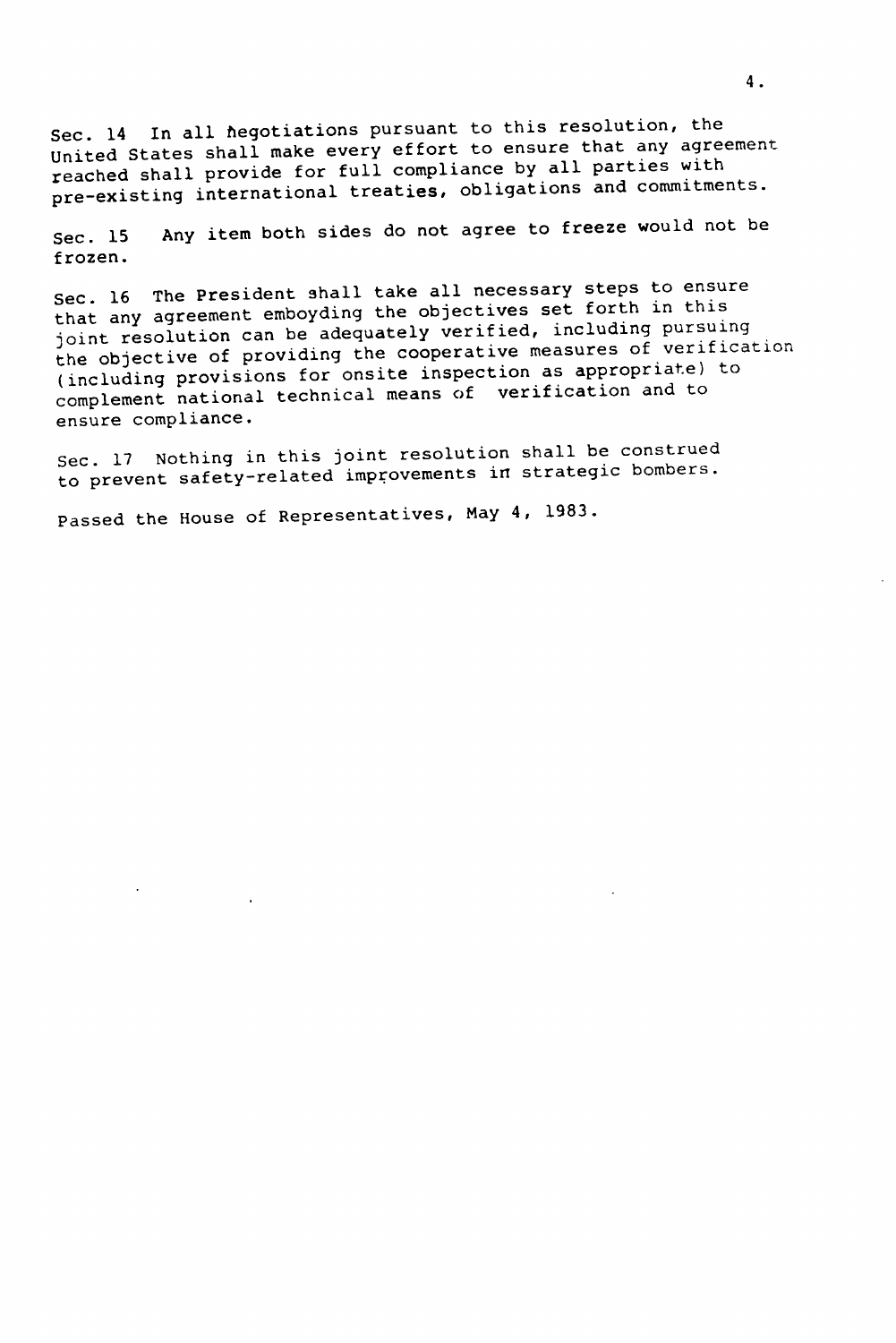Sec. 14 In all negotiations pursuant to this resolution, the United States shall make every effort to ensure that any agreement reached shall provide for full compliance by all parties with pre-existing international treaties, obligations and commitments.

Sec. 15 Any item both sides do not agree to freeze would not be frozen.

Sec. 16 The President shall take all necessary steps to ensure that any agreement emboyding the objectives set forth in this joint resolution can be adequately verified, including pursuing the objective of providing the cooperative measures of verification (including provisions for onsite inspection as appropriate) to complement national technical means of verification and to ensure compliance.

Sec. 17 Nothing in this joint resolution shall be construed to prevent safety-related improvements in strategic bombers.

Passed the House of Representatives, May 4, 1983.